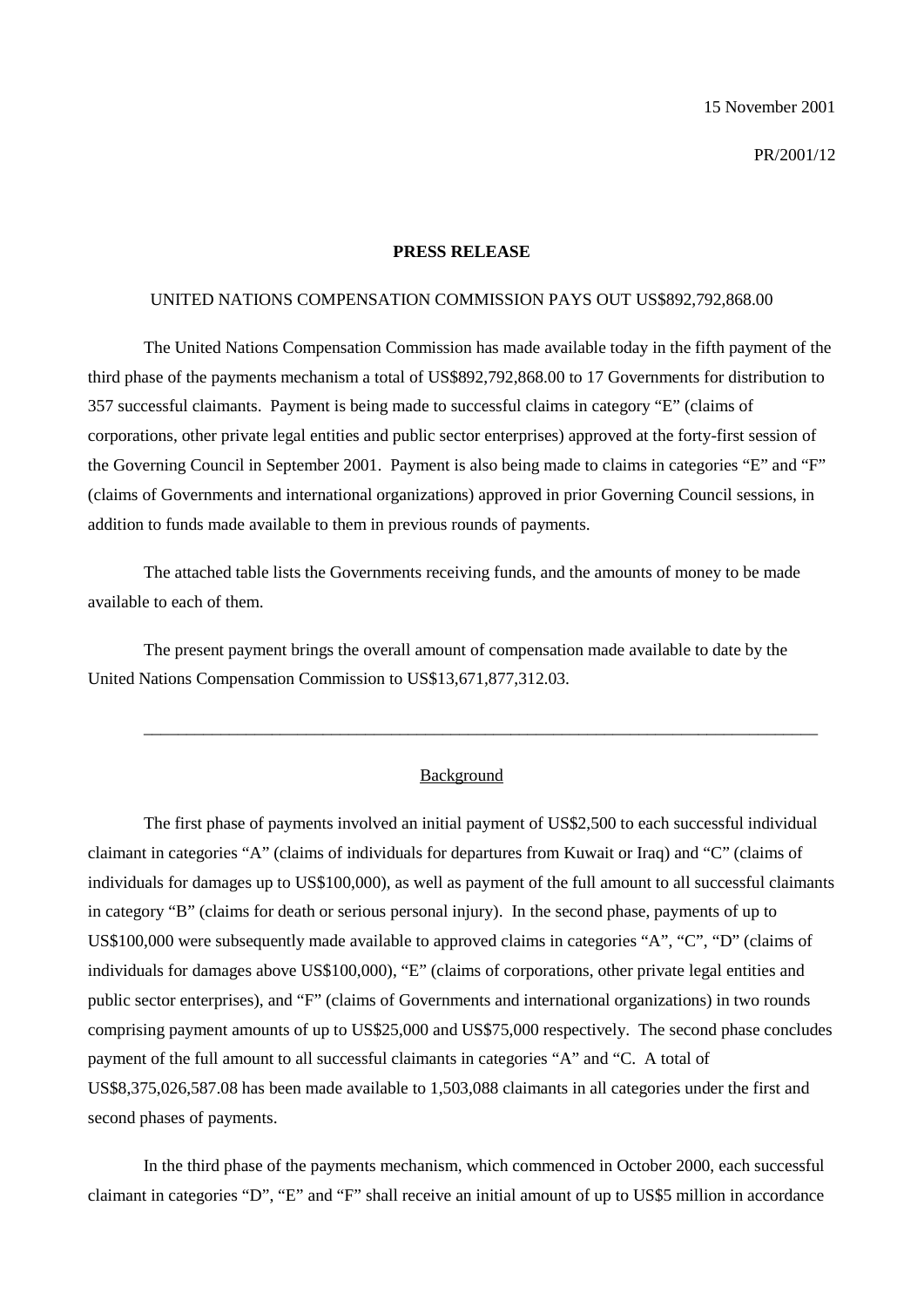15 November 2001

PR/2001/12

**PRESS RELEASE**

UNITED NATIONS COMPENSATION COMMISSION PAYS OUT US$892,792,868.00

The United Nations Compensation Commission has made available today in the fifth payment of the third phase of the payments mechanism a total of US$892,792,868.00 to 17 Governments for distribution to 357 successful claimants. Payment is being made to successful claims in category "E" (claims of corporations, other private legal entities and public sector enterprises) approved at the forty-first session of the Governing Council in September 2001. Payment is also being made to claims in categories "E" and "F" (claims of Governments and international organizations) approved in prior Governing Council sessions, in addition to funds made available to them in previous rounds of payments.

The attached table lists the Governments receiving funds, and the amounts of money to be made available to each of them.

The present payment brings the overall amount of compensation made available to date by the United Nations Compensation Commission to US$13,671,877,312.03.

---

Background

The first phase of payments involved an initial payment of US$2,500 to each successful individual claimant in categories "A" (claims of individuals for departures from Kuwait or Iraq) and "C" (claims of individuals for damages up to US$100,000), as well as payment of the full amount to all successful claimants in category "B" (claims for death or serious personal injury). In the second phase, payments of up to US$100,000 were subsequently made available to approved claims in categories "A", "C", "D" (claims of individuals for damages above US$100,000), "E" (claims of corporations, other private legal entities and public sector enterprises), and "F" (claims of Governments and international organizations) in two rounds comprising payment amounts of up to US$25,000 and US$75,000 respectively. The second phase concludes payment of the full amount to all successful claimants in categories "A" and "C. A total of US$8,375,026,587.08 has been made available to 1,503,088 claimants in all categories under the first and second phases of payments.

In the third phase of the payments mechanism, which commenced in October 2000, each successful claimant in categories "D", "E" and "F" shall receive an initial amount of up to US$5 million in accordance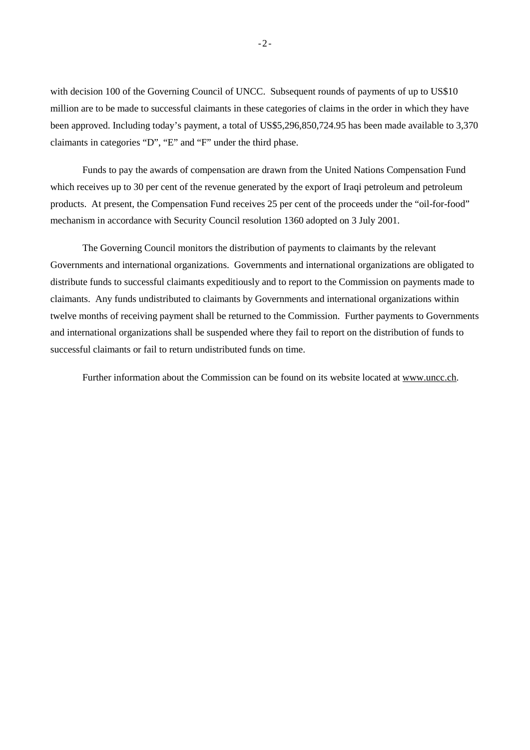with decision 100 of the Governing Council of UNCC. Subsequent rounds of payments of up to US$10 million are to be made to successful claimants in these categories of claims in the order in which they have been approved. Including today's payment, a total of US$5,296,850,724.95 has been made available to 3,370 claimants in categories "D", "E" and "F" under the third phase.

Funds to pay the awards of compensation are drawn from the United Nations Compensation Fund which receives up to 30 per cent of the revenue generated by the export of Iraqi petroleum and petroleum products. At present, the Compensation Fund receives 25 per cent of the proceeds under the "oil-for-food" mechanism in accordance with Security Council resolution 1360 adopted on 3 July 2001.

The Governing Council monitors the distribution of payments to claimants by the relevant Governments and international organizations. Governments and international organizations are obligated to distribute funds to successful claimants expeditiously and to report to the Commission on payments made to claimants. Any funds undistributed to claimants by Governments and international organizations within twelve months of receiving payment shall be returned to the Commission. Further payments to Governments and international organizations shall be suspended where they fail to report on the distribution of funds to successful claimants or fail to return undistributed funds on time.

Further information about the Commission can be found on its website located at www.uncc.ch.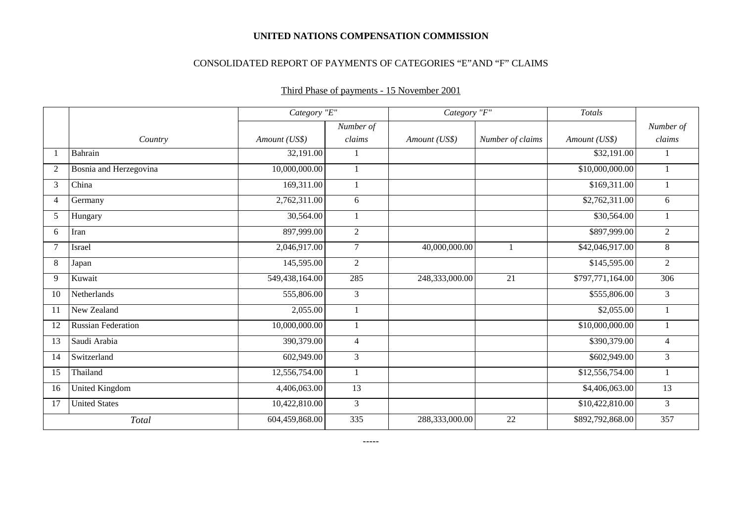**UNITED NATIONS COMPENSATION COMMISSION**

CONSOLIDATED REPORT OF PAYMENTS OF CATEGORIES "E"AND "F" CLAIMS

Third Phase of payments - 15 November 2001

| | | *Category "E"* | | *Category "F"* | | *Totals* | |
|---|---|---|---|---|---|---|---|
| | *Country* | *Amount (US$)* | *Number of claims* | *Amount (US$)* | *Number of claims* | *Amount (US$)* | *Number of claims* |
| 1 | Bahrain | 32,191.00 | 1 | | | $32,191.00 | 1 |
| 2 | Bosnia and Herzegovina | 10,000,000.00 | 1 | | | $10,000,000.00 | 1 |
| 3 | China | 169,311.00 | 1 | | | $169,311.00 | 1 |
| 4 | Germany | 2,762,311.00 | 6 | | | $2,762,311.00 | 6 |
| 5 | Hungary | 30,564.00 | 1 | | | $30,564.00 | 1 |
| 6 | Iran | 897,999.00 | 2 | | | $897,999.00 | 2 |
| 7 | Israel | 2,046,917.00 | 7 | 40,000,000.00 | 1 | $42,046,917.00 | 8 |
| 8 | Japan | 145,595.00 | 2 | | | $145,595.00 | 2 |
| 9 | Kuwait | 549,438,164.00 | 285 | 248,333,000.00 | 21 | $797,771,164.00 | 306 |
| 10 | Netherlands | 555,806.00 | 3 | | | $555,806.00 | 3 |
| 11 | New Zealand | 2,055.00 | 1 | | | $2,055.00 | 1 |
| 12 | Russian Federation | 10,000,000.00 | 1 | | | $10,000,000.00 | 1 |
| 13 | Saudi Arabia | 390,379.00 | 4 | | | $390,379.00 | 4 |
| 14 | Switzerland | 602,949.00 | 3 | | | $602,949.00 | 3 |
| 15 | Thailand | 12,556,754.00 | 1 | | | $12,556,754.00 | 1 |
| 16 | United Kingdom | 4,406,063.00 | 13 | | | $4,406,063.00 | 13 |
| 17 | United States | 10,422,810.00 | 3 | | | $10,422,810.00 | 3 |
| *Total* | | 604,459,868.00 | 335 | 288,333,000.00 | 22 | $892,792,868.00 | 357 |

-----